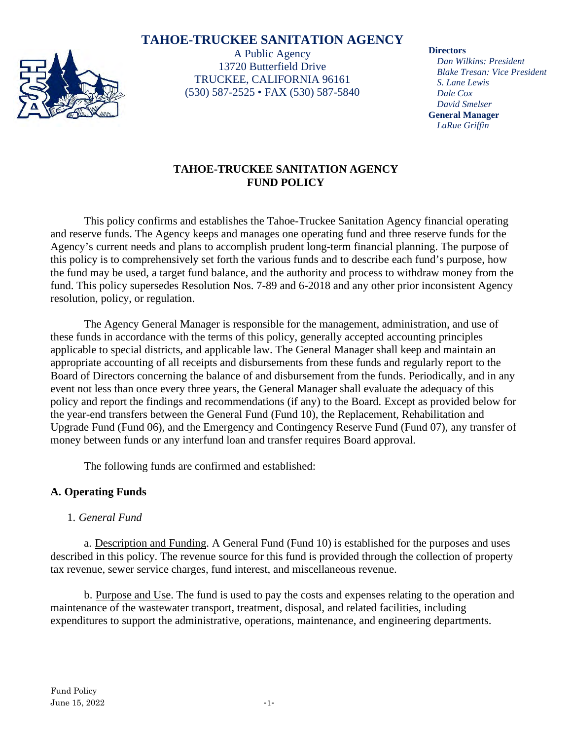# TAHOE-TRUCKEE SANITATION AGENCY

A Public Agency
13720 Butterfield Drive
TRUCKEE, CALIFORNIA 96161
(530) 587-2525 • FAX (530) 587-5840

**Directors**
*Dan Wilkins: President*
*Blake Tresan: Vice President*
*S. Lane Lewis*
*Dale Cox*
*David Smelser*
**General Manager**
*LaRue Griffin*

## TAHOE-TRUCKEE SANITATION AGENCY FUND POLICY

This policy confirms and establishes the Tahoe-Truckee Sanitation Agency financial operating and reserve funds. The Agency keeps and manages one operating fund and three reserve funds for the Agency's current needs and plans to accomplish prudent long-term financial planning. The purpose of this policy is to comprehensively set forth the various funds and to describe each fund's purpose, how the fund may be used, a target fund balance, and the authority and process to withdraw money from the fund. This policy supersedes Resolution Nos. 7-89 and 6-2018 and any other prior inconsistent Agency resolution, policy, or regulation.

The Agency General Manager is responsible for the management, administration, and use of these funds in accordance with the terms of this policy, generally accepted accounting principles applicable to special districts, and applicable law. The General Manager shall keep and maintain an appropriate accounting of all receipts and disbursements from these funds and regularly report to the Board of Directors concerning the balance of and disbursement from the funds. Periodically, and in any event not less than once every three years, the General Manager shall evaluate the adequacy of this policy and report the findings and recommendations (if any) to the Board. Except as provided below for the year-end transfers between the General Fund (Fund 10), the Replacement, Rehabilitation and Upgrade Fund (Fund 06), and the Emergency and Contingency Reserve Fund (Fund 07), any transfer of money between funds or any interfund loan and transfer requires Board approval.

The following funds are confirmed and established:

### A. Operating Funds

1. *General Fund*

a. Description and Funding. A General Fund (Fund 10) is established for the purposes and uses described in this policy. The revenue source for this fund is provided through the collection of property tax revenue, sewer service charges, fund interest, and miscellaneous revenue.

b. Purpose and Use. The fund is used to pay the costs and expenses relating to the operation and maintenance of the wastewater transport, treatment, disposal, and related facilities, including expenditures to support the administrative, operations, maintenance, and engineering departments.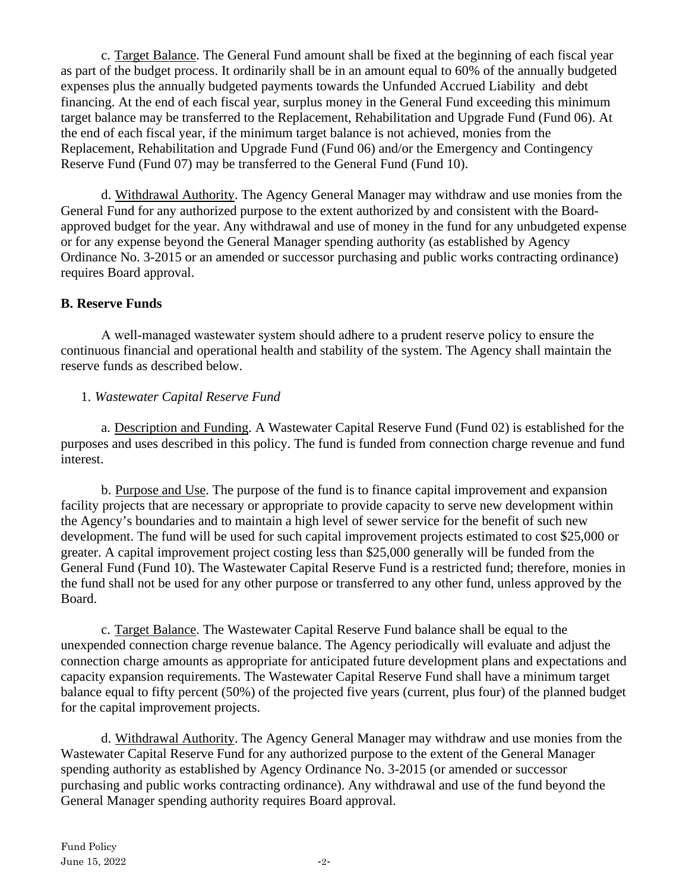c. Target Balance. The General Fund amount shall be fixed at the beginning of each fiscal year as part of the budget process. It ordinarily shall be in an amount equal to 60% of the annually budgeted expenses plus the annually budgeted payments towards the Unfunded Accrued Liability and debt financing. At the end of each fiscal year, surplus money in the General Fund exceeding this minimum target balance may be transferred to the Replacement, Rehabilitation and Upgrade Fund (Fund 06). At the end of each fiscal year, if the minimum target balance is not achieved, monies from the Replacement, Rehabilitation and Upgrade Fund (Fund 06) and/or the Emergency and Contingency Reserve Fund (Fund 07) may be transferred to the General Fund (Fund 10).

d. Withdrawal Authority. The Agency General Manager may withdraw and use monies from the General Fund for any authorized purpose to the extent authorized by and consistent with the Board-approved budget for the year. Any withdrawal and use of money in the fund for any unbudgeted expense or for any expense beyond the General Manager spending authority (as established by Agency Ordinance No. 3-2015 or an amended or successor purchasing and public works contracting ordinance) requires Board approval.

**B. Reserve Funds**

A well-managed wastewater system should adhere to a prudent reserve policy to ensure the continuous financial and operational health and stability of the system. The Agency shall maintain the reserve funds as described below.

1. *Wastewater Capital Reserve Fund*

a. Description and Funding. A Wastewater Capital Reserve Fund (Fund 02) is established for the purposes and uses described in this policy. The fund is funded from connection charge revenue and fund interest.

b. Purpose and Use. The purpose of the fund is to finance capital improvement and expansion facility projects that are necessary or appropriate to provide capacity to serve new development within the Agency's boundaries and to maintain a high level of sewer service for the benefit of such new development. The fund will be used for such capital improvement projects estimated to cost $25,000 or greater. A capital improvement project costing less than $25,000 generally will be funded from the General Fund (Fund 10). The Wastewater Capital Reserve Fund is a restricted fund; therefore, monies in the fund shall not be used for any other purpose or transferred to any other fund, unless approved by the Board.

c. Target Balance. The Wastewater Capital Reserve Fund balance shall be equal to the unexpended connection charge revenue balance. The Agency periodically will evaluate and adjust the connection charge amounts as appropriate for anticipated future development plans and expectations and capacity expansion requirements. The Wastewater Capital Reserve Fund shall have a minimum target balance equal to fifty percent (50%) of the projected five years (current, plus four) of the planned budget for the capital improvement projects.

d. Withdrawal Authority. The Agency General Manager may withdraw and use monies from the Wastewater Capital Reserve Fund for any authorized purpose to the extent of the General Manager spending authority as established by Agency Ordinance No. 3-2015 (or amended or successor purchasing and public works contracting ordinance). Any withdrawal and use of the fund beyond the General Manager spending authority requires Board approval.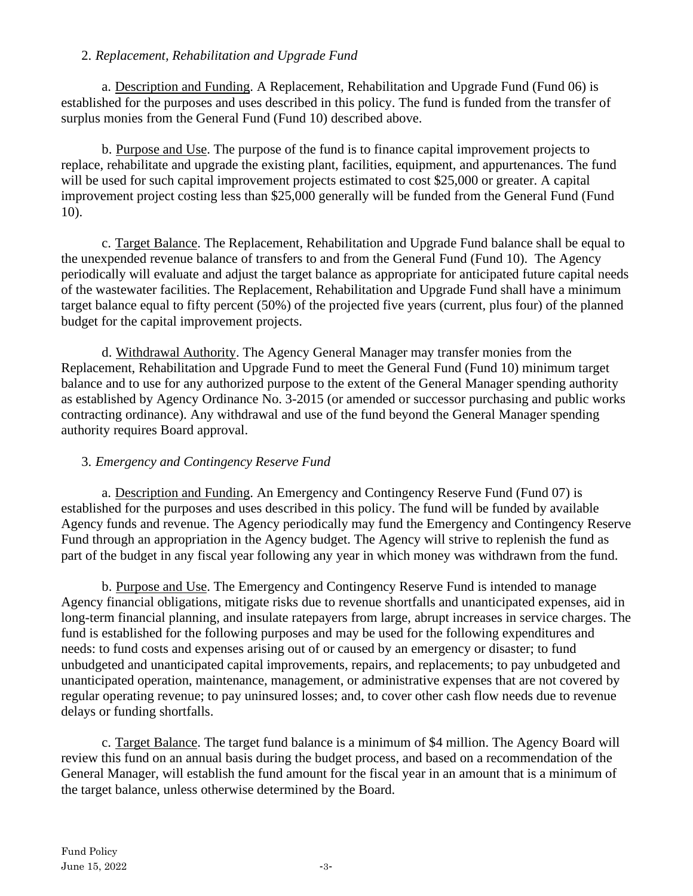2. *Replacement, Rehabilitation and Upgrade Fund*

a. Description and Funding. A Replacement, Rehabilitation and Upgrade Fund (Fund 06) is established for the purposes and uses described in this policy. The fund is funded from the transfer of surplus monies from the General Fund (Fund 10) described above.

b. Purpose and Use. The purpose of the fund is to finance capital improvement projects to replace, rehabilitate and upgrade the existing plant, facilities, equipment, and appurtenances. The fund will be used for such capital improvement projects estimated to cost $25,000 or greater. A capital improvement project costing less than $25,000 generally will be funded from the General Fund (Fund 10).

c. Target Balance. The Replacement, Rehabilitation and Upgrade Fund balance shall be equal to the unexpended revenue balance of transfers to and from the General Fund (Fund 10). The Agency periodically will evaluate and adjust the target balance as appropriate for anticipated future capital needs of the wastewater facilities. The Replacement, Rehabilitation and Upgrade Fund shall have a minimum target balance equal to fifty percent (50%) of the projected five years (current, plus four) of the planned budget for the capital improvement projects.

d. Withdrawal Authority. The Agency General Manager may transfer monies from the Replacement, Rehabilitation and Upgrade Fund to meet the General Fund (Fund 10) minimum target balance and to use for any authorized purpose to the extent of the General Manager spending authority as established by Agency Ordinance No. 3-2015 (or amended or successor purchasing and public works contracting ordinance). Any withdrawal and use of the fund beyond the General Manager spending authority requires Board approval.

3. *Emergency and Contingency Reserve Fund*

a. Description and Funding. An Emergency and Contingency Reserve Fund (Fund 07) is established for the purposes and uses described in this policy. The fund will be funded by available Agency funds and revenue. The Agency periodically may fund the Emergency and Contingency Reserve Fund through an appropriation in the Agency budget. The Agency will strive to replenish the fund as part of the budget in any fiscal year following any year in which money was withdrawn from the fund.

b. Purpose and Use. The Emergency and Contingency Reserve Fund is intended to manage Agency financial obligations, mitigate risks due to revenue shortfalls and unanticipated expenses, aid in long-term financial planning, and insulate ratepayers from large, abrupt increases in service charges. The fund is established for the following purposes and may be used for the following expenditures and needs: to fund costs and expenses arising out of or caused by an emergency or disaster; to fund unbudgeted and unanticipated capital improvements, repairs, and replacements; to pay unbudgeted and unanticipated operation, maintenance, management, or administrative expenses that are not covered by regular operating revenue; to pay uninsured losses; and, to cover other cash flow needs due to revenue delays or funding shortfalls.

c. Target Balance. The target fund balance is a minimum of $4 million. The Agency Board will review this fund on an annual basis during the budget process, and based on a recommendation of the General Manager, will establish the fund amount for the fiscal year in an amount that is a minimum of the target balance, unless otherwise determined by the Board.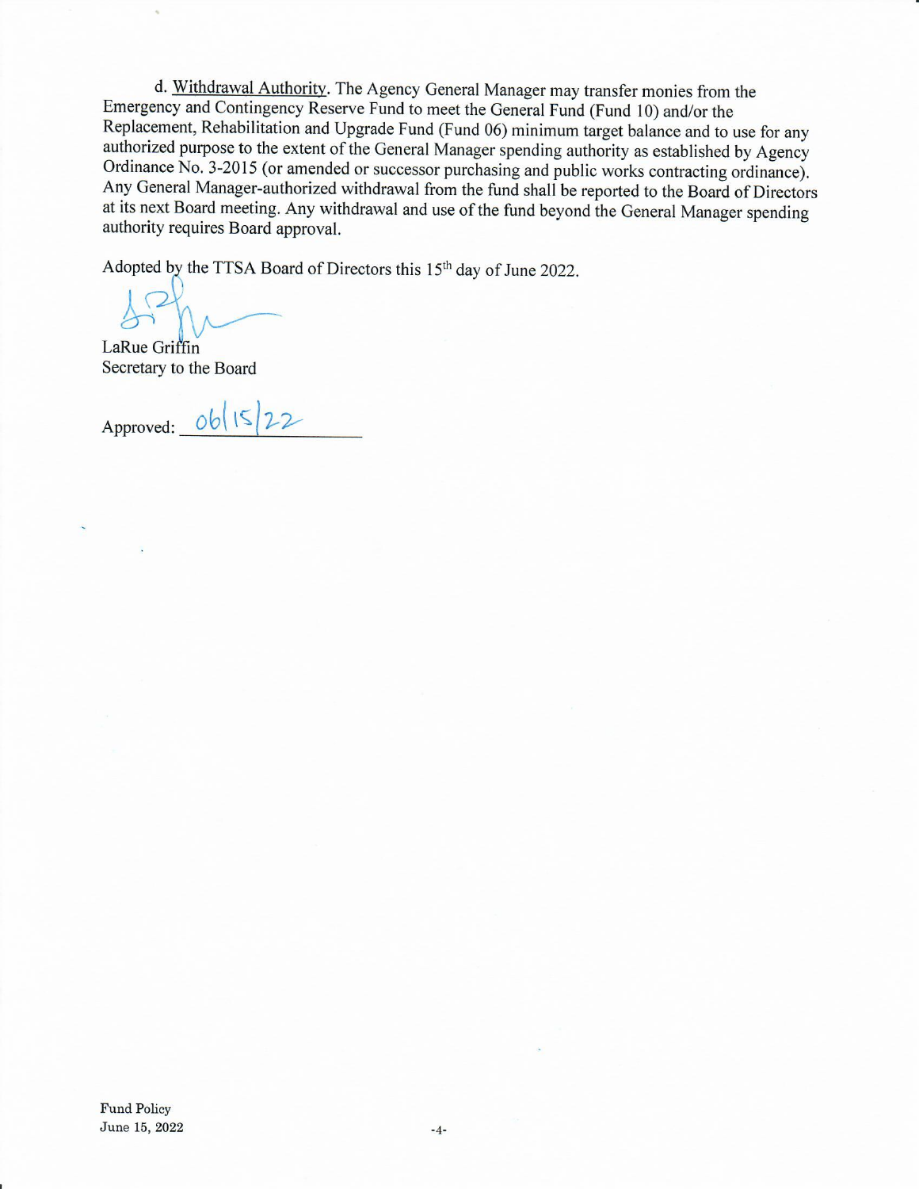d. <u>Withdrawal Authority</u>. The Agency General Manager may transfer monies from the Emergency and Contingency Reserve Fund to meet the General Fund (Fund 10) and/or the Replacement, Rehabilitation and Upgrade Fund (Fund 06) minimum target balance and to use for any authorized purpose to the extent of the General Manager spending authority as established by Agency Ordinance No. 3-2015 (or amended or successor purchasing and public works contracting ordinance). Any General Manager-authorized withdrawal from the fund shall be reported to the Board of Directors at its next Board meeting. Any withdrawal and use of the fund beyond the General Manager spending authority requires Board approval.

Adopted by the TTSA Board of Directors this 15th day of June 2022.

LaRue Griffin
Secretary to the Board

Approved: 06/15/22

Fund Policy
June 15, 2022